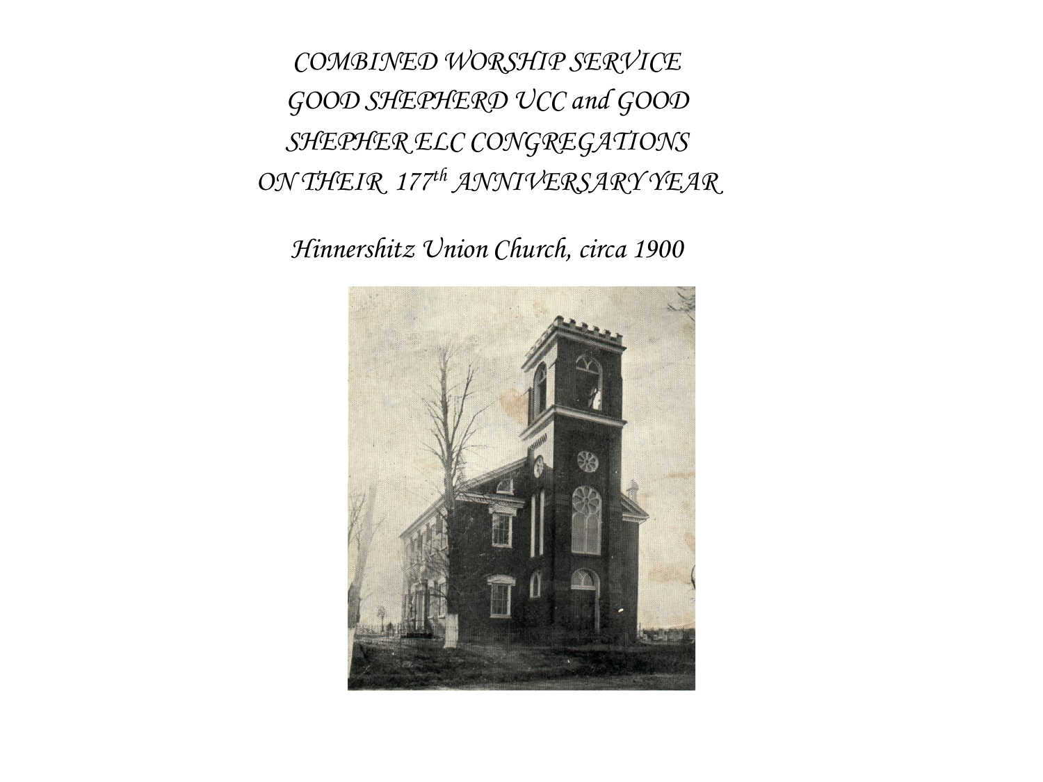*COMBINED WORSHIP SERVICE*
*GOOD SHEPHERD UCC and GOOD*
*SHEPHER ELC CONGREGATIONS*
*ON THEIR 177th ANNIVERSARY YEAR*

*Hinnershitz Union Church, circa 1900*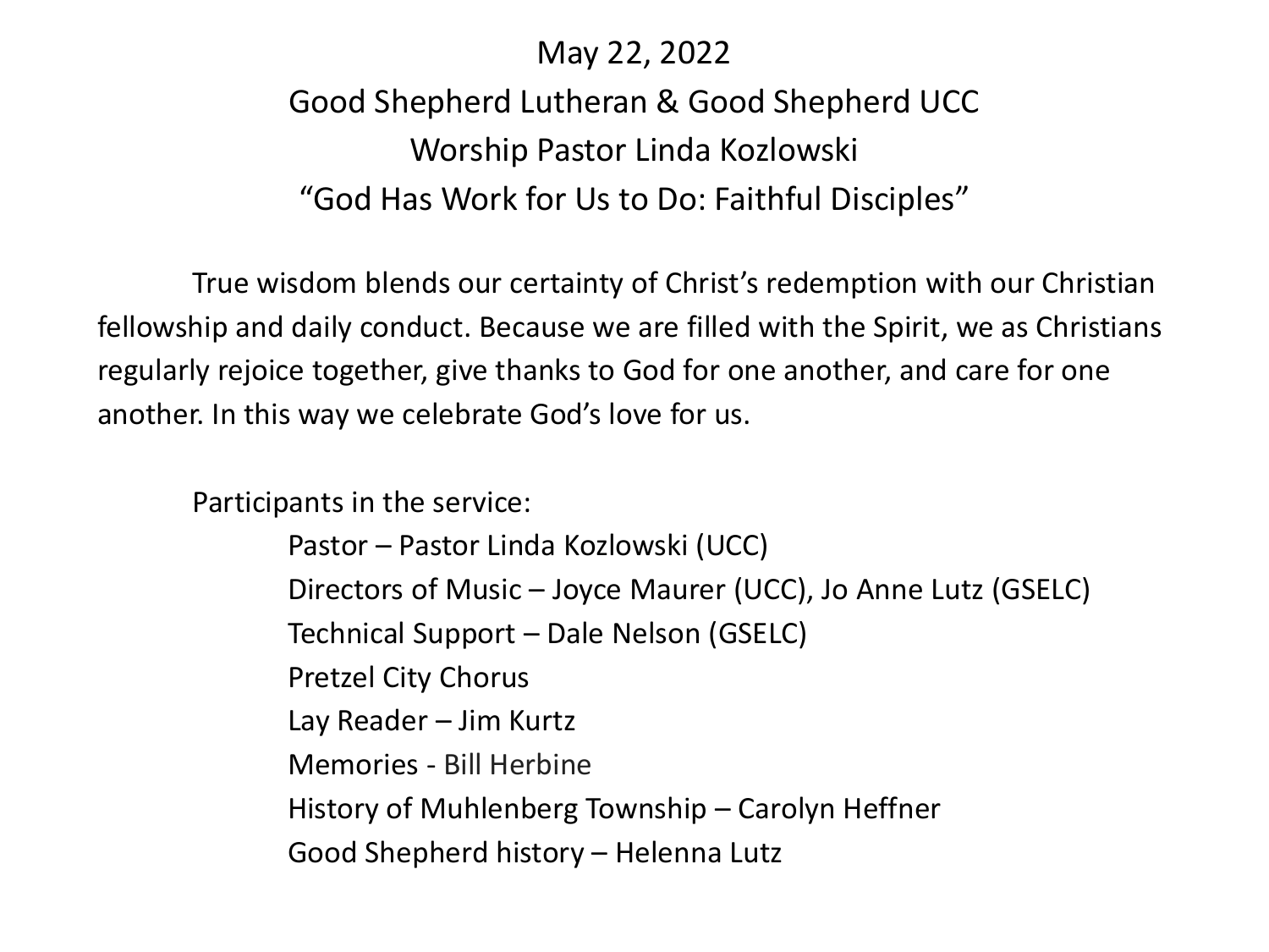May 22, 2022

Good Shepherd Lutheran & Good Shepherd UCC

Worship Pastor Linda Kozlowski

"God Has Work for Us to Do: Faithful Disciples"

True wisdom blends our certainty of Christ's redemption with our Christian fellowship and daily conduct. Because we are filled with the Spirit, we as Christians regularly rejoice together, give thanks to God for one another, and care for one another. In this way we celebrate God's love for us.

Participants in the service:

- Pastor – Pastor Linda Kozlowski (UCC)
- Directors of Music – Joyce Maurer (UCC), Jo Anne Lutz (GSELC)
- Technical Support – Dale Nelson (GSELC)
- Pretzel City Chorus
- Lay Reader – Jim Kurtz
- Memories - Bill Herbine
- History of Muhlenberg Township – Carolyn Heffner
- Good Shepherd history – Helenna Lutz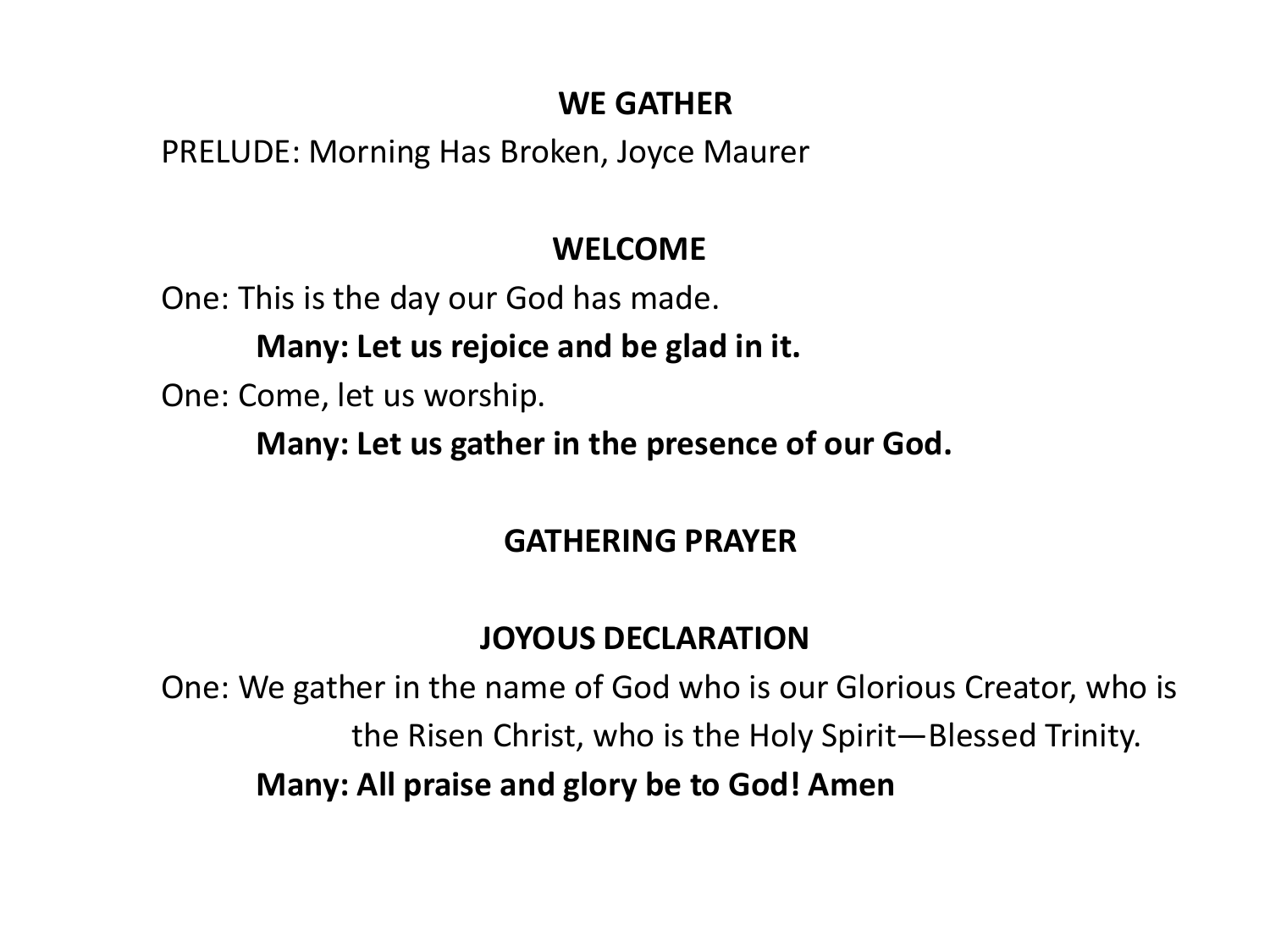## WE GATHER

PRELUDE: Morning Has Broken, Joyce Maurer

## WELCOME

One: This is the day our God has made.

**Many: Let us rejoice and be glad in it.**

One: Come, let us worship.

**Many: Let us gather in the presence of our God.**

## GATHERING PRAYER

## JOYOUS DECLARATION

One: We gather in the name of God who is our Glorious Creator, who is the Risen Christ, who is the Holy Spirit—Blessed Trinity.

**Many: All praise and glory be to God! Amen**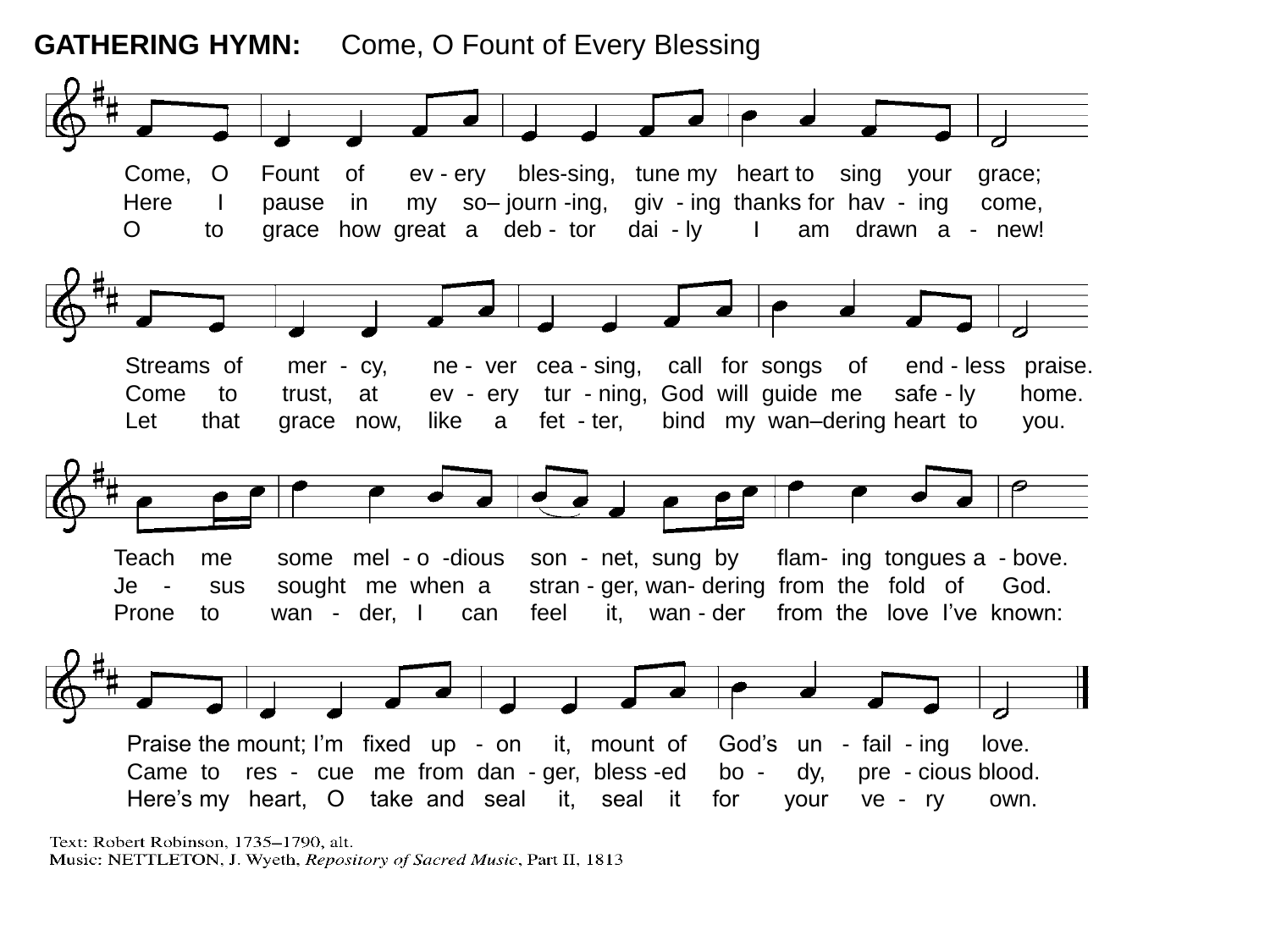**GATHERING HYMN:** Come, O Fount of Every Blessing

Come, O Fount of ev - ery bles-sing, tune my heart to sing your grace;
Here I pause in my so– journ -ing, giv - ing thanks for hav - ing come,
O to grace how great a deb - tor dai - ly I am drawn a - new!

Streams of mer - cy, ne - ver cea - sing, call for songs of end - less praise.
Come to trust, at ev - ery tur - ning, God will guide me safe - ly home.
Let that grace now, like a fet - ter, bind my wan–dering heart to you.

Teach me some mel - o -dious son - net, sung by flam- ing tongues a - bove.
Je - sus sought me when a stran - ger, wan- dering from the fold of God.
Prone to wan - der, I can feel it, wan - der from the love I've known:

Praise the mount; I'm fixed up - on it, mount of God's un - fail - ing love.
Came to res - cue me from dan - ger, bless -ed bo - dy, pre - cious blood.
Here's my heart, O take and seal it, seal it for your ve - ry own.

Text: Robert Robinson, 1735–1790, alt.
Music: NETTLETON, J. Wyeth, *Repository of Sacred Music*, Part II, 1813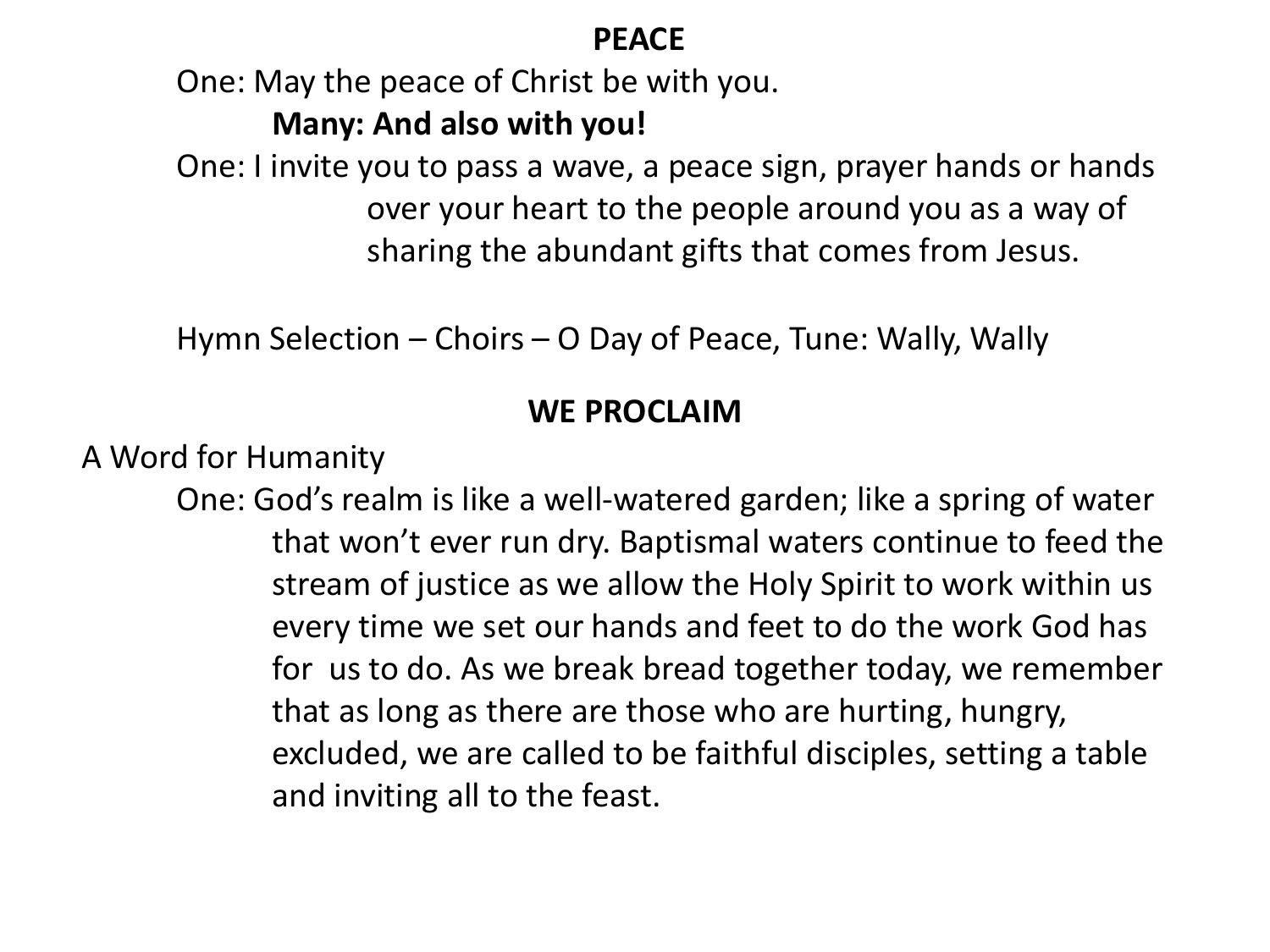## PEACE

One: May the peace of Christ be with you.

**Many: And also with you!**

One: I invite you to pass a wave, a peace sign, prayer hands or hands over your heart to the people around you as a way of sharing the abundant gifts that comes from Jesus.

Hymn Selection – Choirs – O Day of Peace, Tune: Wally, Wally

## WE PROCLAIM

A Word for Humanity

One: God's realm is like a well-watered garden; like a spring of water that won't ever run dry. Baptismal waters continue to feed the stream of justice as we allow the Holy Spirit to work within us every time we set our hands and feet to do the work God has for us to do. As we break bread together today, we remember that as long as there are those who are hurting, hungry, excluded, we are called to be faithful disciples, setting a table and inviting all to the feast.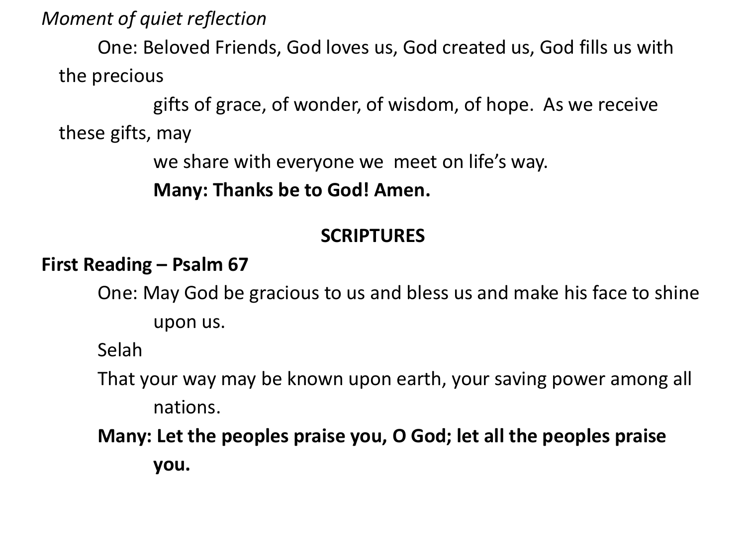*Moment of quiet reflection*

One: Beloved Friends, God loves us, God created us, God fills us with the precious gifts of grace, of wonder, of wisdom, of hope. As we receive these gifts, may we share with everyone we meet on life's way.

**Many: Thanks be to God! Amen.**

## SCRIPTURES

**First Reading – Psalm 67**

One: May God be gracious to us and bless us and make his face to shine upon us.

Selah

That your way may be known upon earth, your saving power among all nations.

**Many: Let the peoples praise you, O God; let all the peoples praise you.**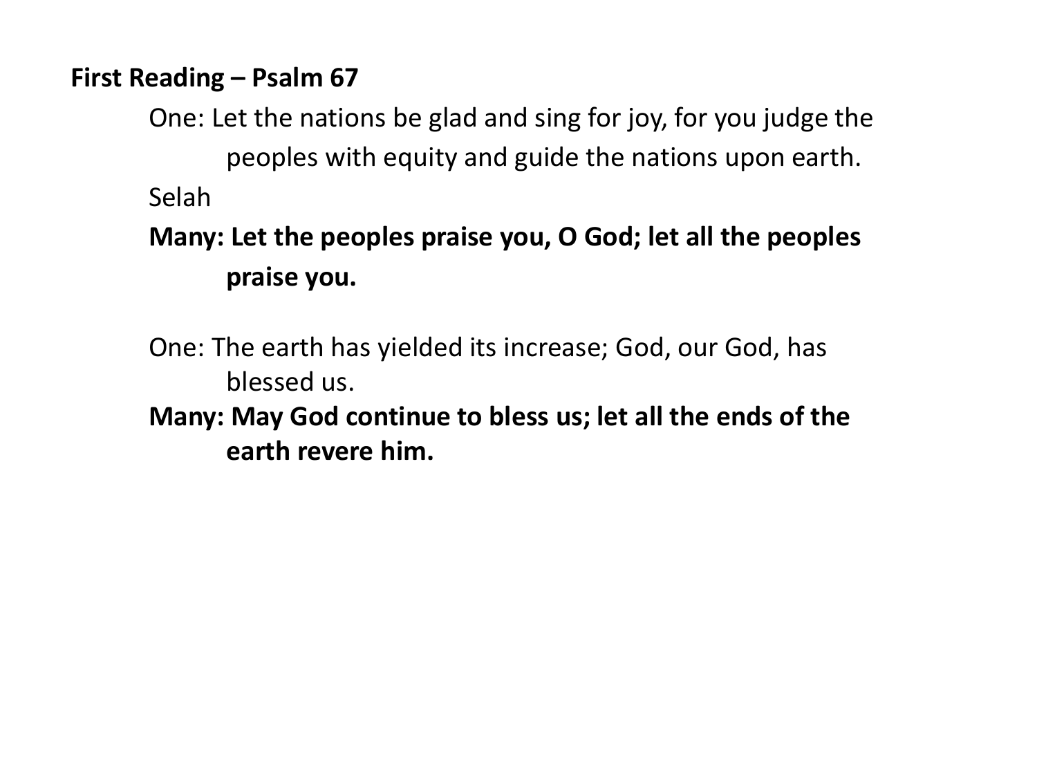**First Reading – Psalm 67**

One: Let the nations be glad and sing for joy, for you judge the peoples with equity and guide the nations upon earth. Selah

**Many: Let the peoples praise you, O God; let all the peoples praise you.**

One: The earth has yielded its increase; God, our God, has blessed us.

**Many: May God continue to bless us; let all the ends of the earth revere him.**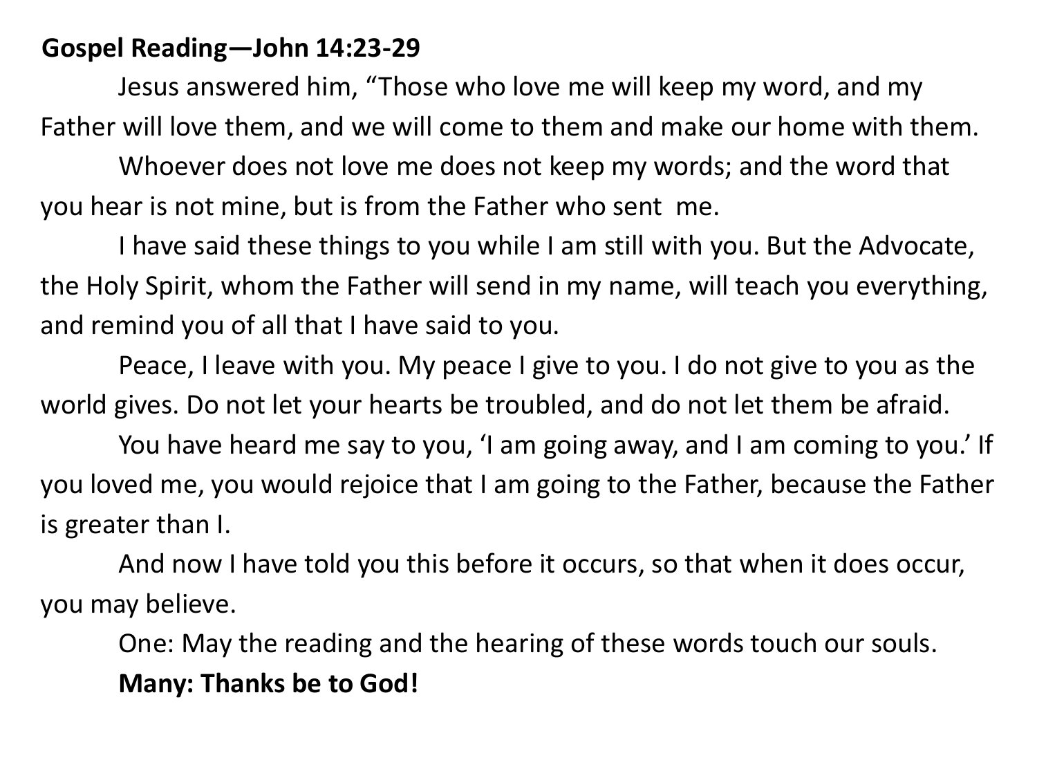**Gospel Reading—John 14:23-29**

Jesus answered him, "Those who love me will keep my word, and my Father will love them, and we will come to them and make our home with them.

Whoever does not love me does not keep my words; and the word that you hear is not mine, but is from the Father who sent me.

I have said these things to you while I am still with you. But the Advocate, the Holy Spirit, whom the Father will send in my name, will teach you everything, and remind you of all that I have said to you.

Peace, I leave with you. My peace I give to you. I do not give to you as the world gives. Do not let your hearts be troubled, and do not let them be afraid.

You have heard me say to you, 'I am going away, and I am coming to you.' If you loved me, you would rejoice that I am going to the Father, because the Father is greater than I.

And now I have told you this before it occurs, so that when it does occur, you may believe.

One: May the reading and the hearing of these words touch our souls.

**Many: Thanks be to God!**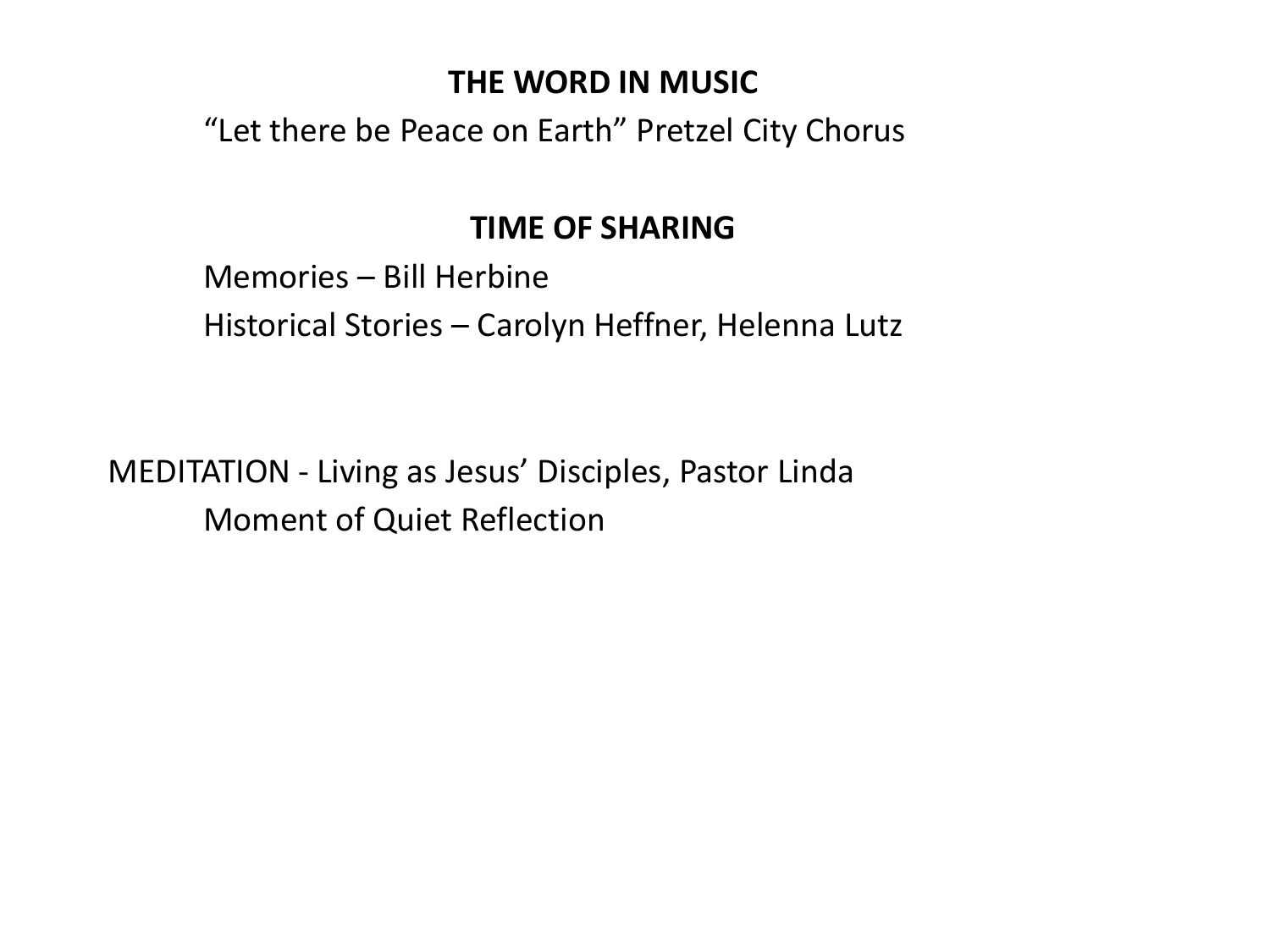**THE WORD IN MUSIC**

“Let there be Peace on Earth” Pretzel City Chorus

**TIME OF SHARING**

Memories – Bill Herbine

Historical Stories – Carolyn Heffner, Helenna Lutz

MEDITATION - Living as Jesus’ Disciples, Pastor Linda

Moment of Quiet Reflection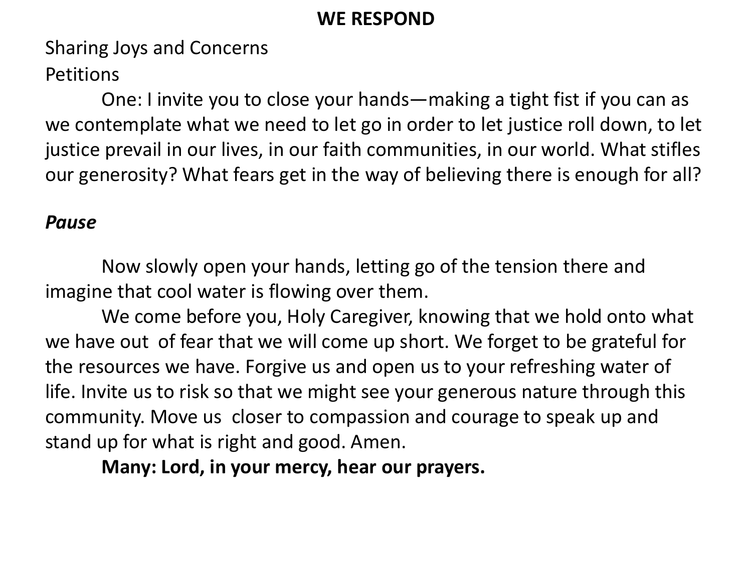## WE RESPOND

Sharing Joys and Concerns

Petitions

One: I invite you to close your hands—making a tight fist if you can as we contemplate what we need to let go in order to let justice roll down, to let justice prevail in our lives, in our faith communities, in our world. What stifles our generosity? What fears get in the way of believing there is enough for all?

***Pause***

Now slowly open your hands, letting go of the tension there and imagine that cool water is flowing over them.

We come before you, Holy Caregiver, knowing that we hold onto what we have out of fear that we will come up short. We forget to be grateful for the resources we have. Forgive us and open us to your refreshing water of life. Invite us to risk so that we might see your generous nature through this community. Move us closer to compassion and courage to speak up and stand up for what is right and good. Amen.

**Many: Lord, in your mercy, hear our prayers.**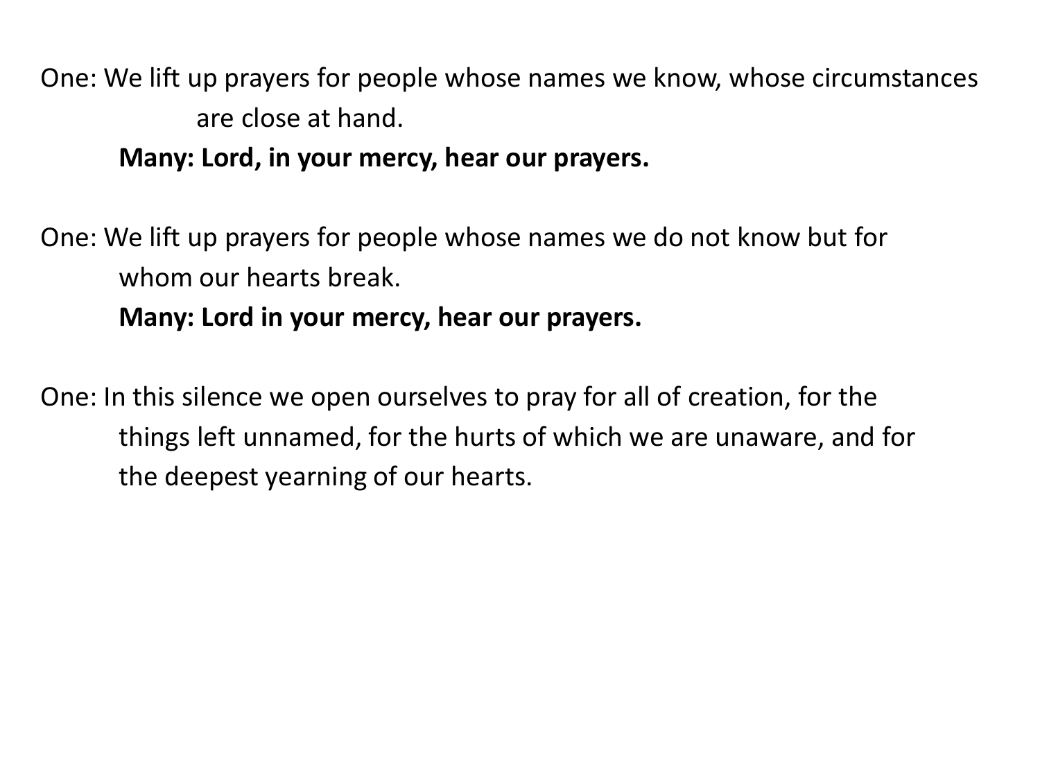One: We lift up prayers for people whose names we know, whose circumstances are close at hand.

**Many: Lord, in your mercy, hear our prayers.**

One: We lift up prayers for people whose names we do not know but for whom our hearts break.

**Many: Lord in your mercy, hear our prayers.**

One: In this silence we open ourselves to pray for all of creation, for the things left unnamed, for the hurts of which we are unaware, and for the deepest yearning of our hearts.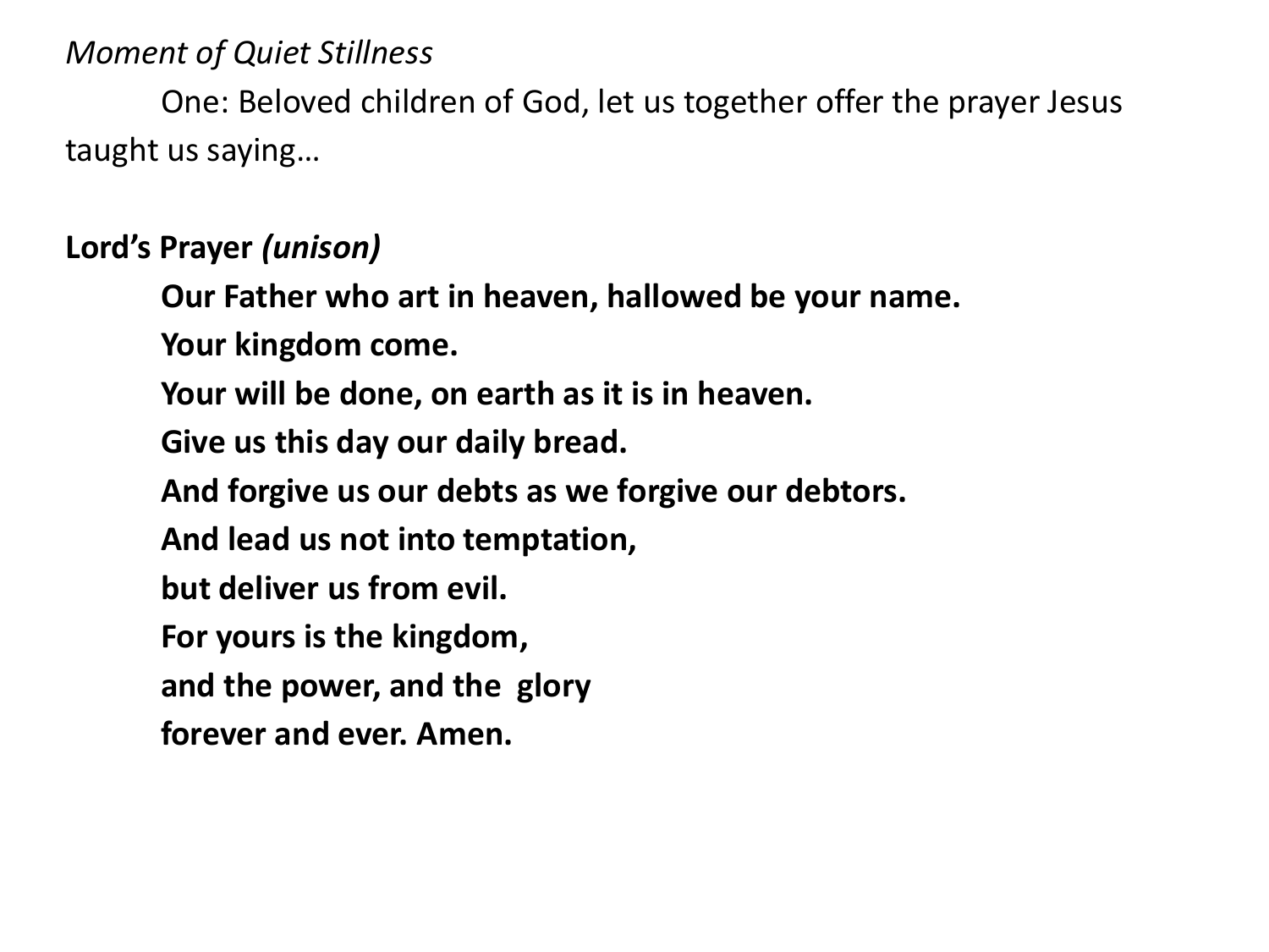*Moment of Quiet Stillness*

One: Beloved children of God, let us together offer the prayer Jesus taught us saying…

**Lord's Prayer** ***(unison)***

**Our Father who art in heaven, hallowed be your name.**
**Your kingdom come.**
**Your will be done, on earth as it is in heaven.**
**Give us this day our daily bread.**
**And forgive us our debts as we forgive our debtors.**
**And lead us not into temptation,**
**but deliver us from evil.**
**For yours is the kingdom,**
**and the power, and the glory**
**forever and ever. Amen.**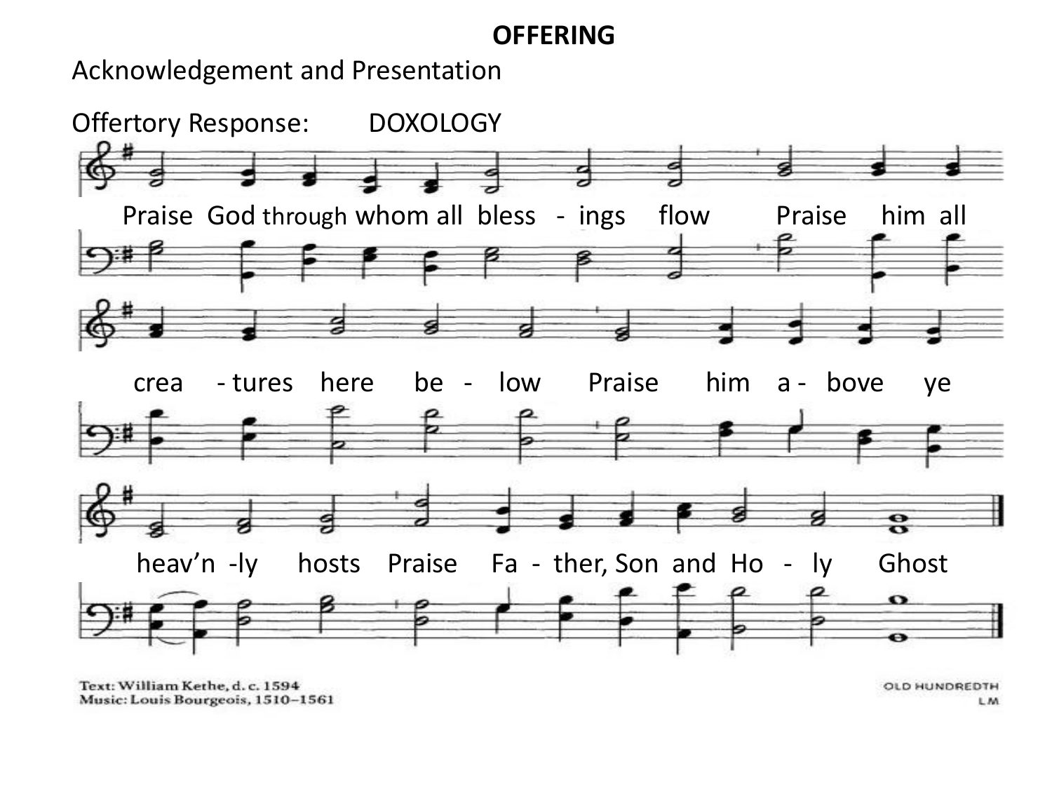**OFFERING**

Acknowledgement and Presentation

Offertory Response: DOXOLOGY

Praise God through whom all bless - ings flow Praise him all

crea - tures here be - low Praise him a - bove ye

heav'n -ly hosts Praise Fa - ther, Son and Ho - ly Ghost

Text: William Kethe, d. c. 1594
Music: Louis Bourgeois, 1510–1561

OLD HUNDREDTH
LM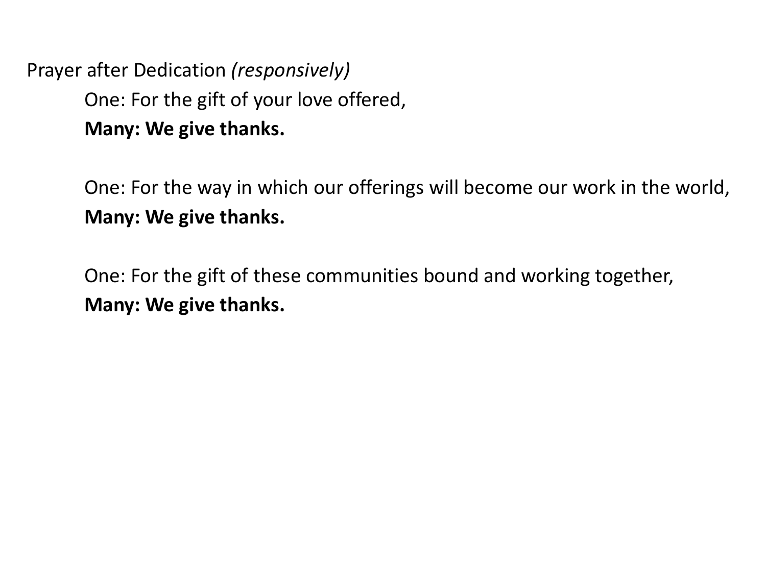Prayer after Dedication *(responsively)*

One: For the gift of your love offered,
**Many: We give thanks.**

One: For the way in which our offerings will become our work in the world,
**Many: We give thanks.**

One: For the gift of these communities bound and working together,
**Many: We give thanks.**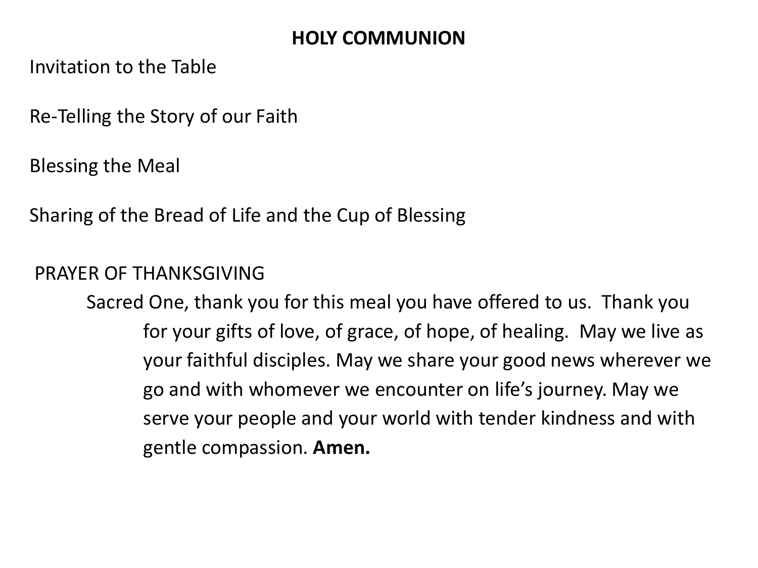**HOLY COMMUNION**

Invitation to the Table

Re-Telling the Story of our Faith

Blessing the Meal

Sharing of the Bread of Life and the Cup of Blessing

PRAYER OF THANKSGIVING

Sacred One, thank you for this meal you have offered to us. Thank you for your gifts of love, of grace, of hope, of healing. May we live as your faithful disciples. May we share your good news wherever we go and with whomever we encounter on life's journey. May we serve your people and your world with tender kindness and with gentle compassion. **Amen.**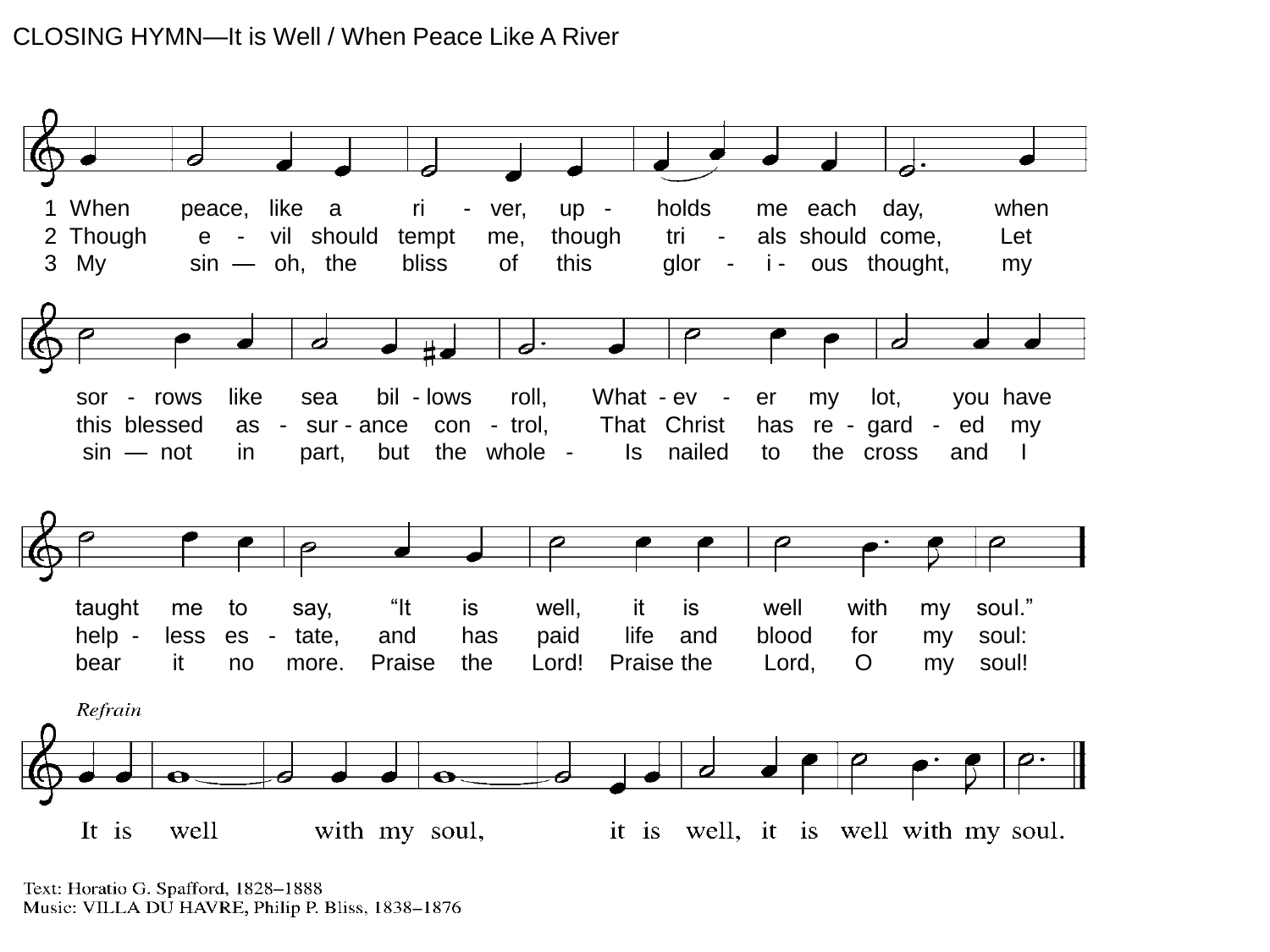CLOSING HYMN—It is Well / When Peace Like A River

1 When peace, like a ri - ver, up - holds me each day, when sor - rows like sea bil - lows roll, What - ev - er my lot, you have taught me to say, "It is well, it is well with my soul."

2 Though e - vil should tempt me, though tri - als should come, Let this blessed as - sur - ance con - trol, That Christ has re - gard - ed my help - less es - tate, and has paid life and blood for my soul:

3 My sin — oh, the bliss of this glor - i - ous thought, my sin — not in part, but the whole - Is nailed to the cross and I bear it no more. Praise the Lord! Praise the Lord, O my soul!

*Refrain*

It is well with my soul, it is well, it is well with my soul.

Text: Horatio G. Spafford, 1828–1888
Music: VILLA DU HAVRE, Philip P. Bliss, 1838–1876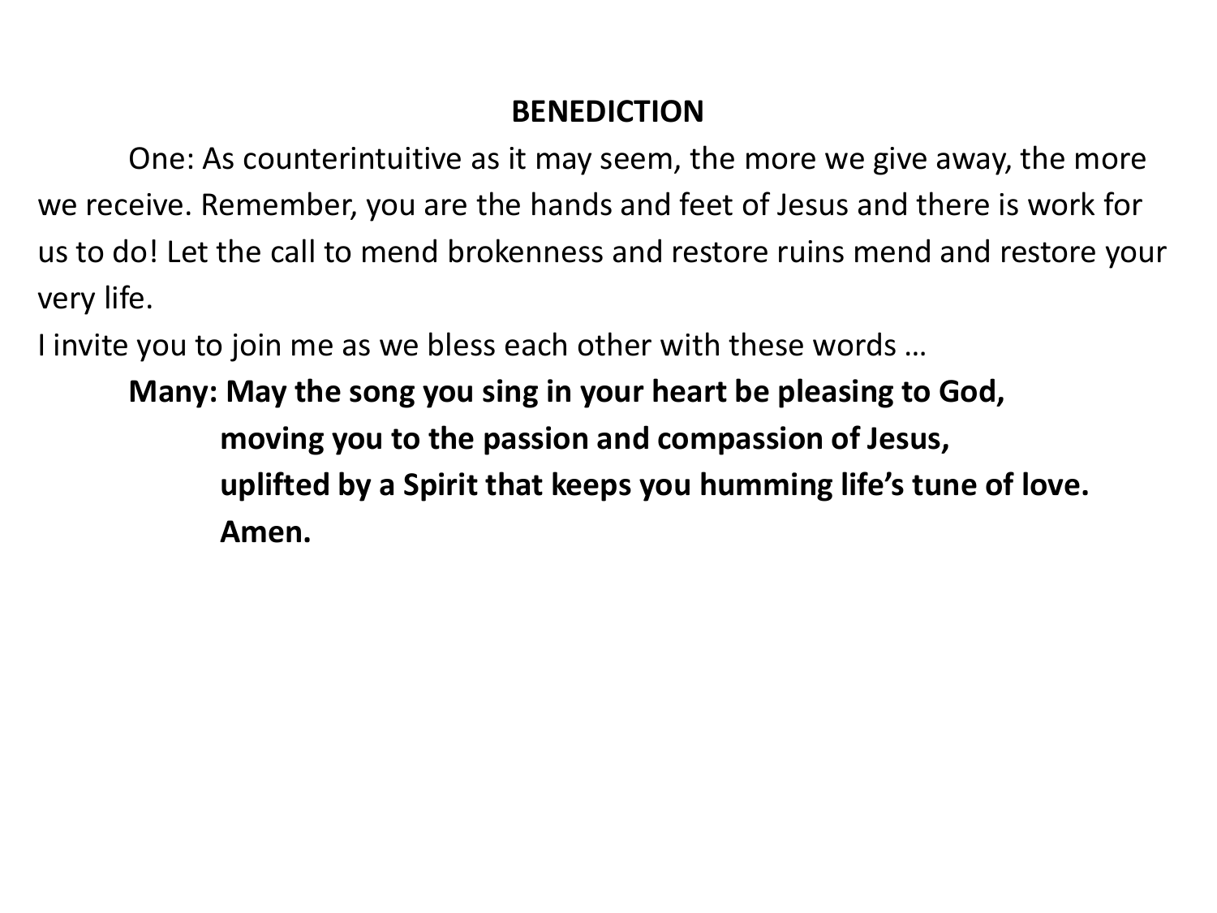## BENEDICTION

One: As counterintuitive as it may seem, the more we give away, the more we receive. Remember, you are the hands and feet of Jesus and there is work for us to do! Let the call to mend brokenness and restore ruins mend and restore your very life.

I invite you to join me as we bless each other with these words …

**Many: May the song you sing in your heart be pleasing to God,**
**moving you to the passion and compassion of Jesus,**
**uplifted by a Spirit that keeps you humming life's tune of love.**
**Amen.**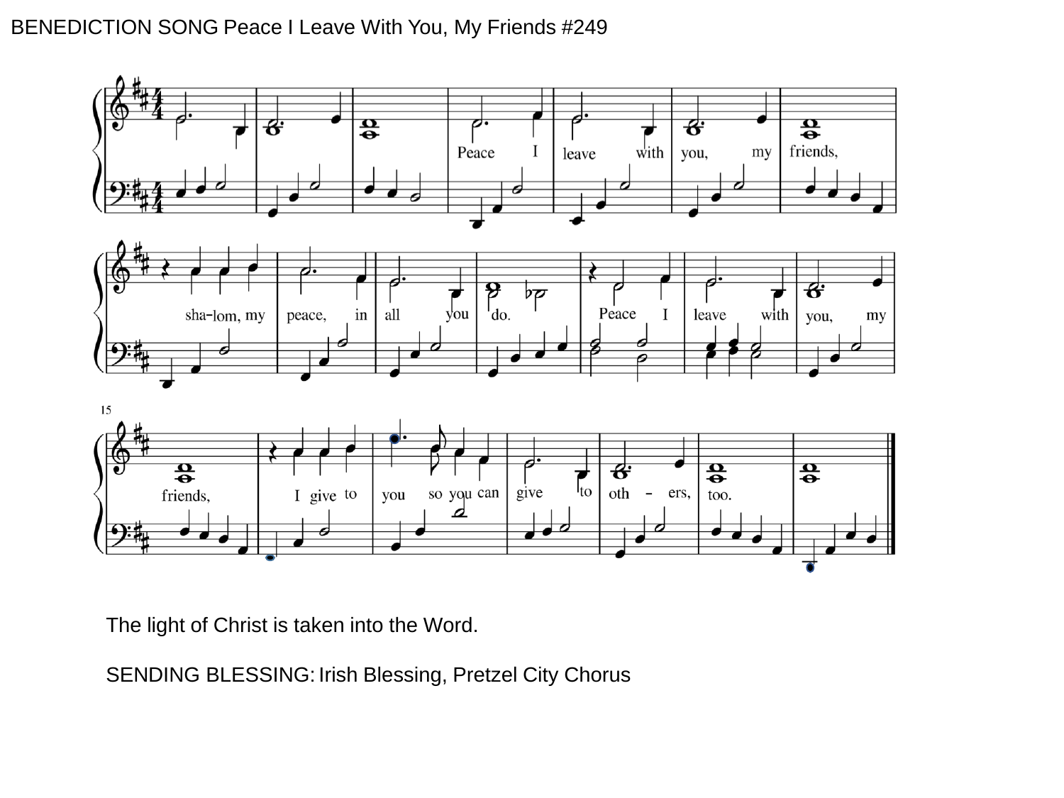BENEDICTION SONG Peace I Leave With You, My Friends #249

The light of Christ is taken into the Word.

SENDING BLESSING: Irish Blessing, Pretzel City Chorus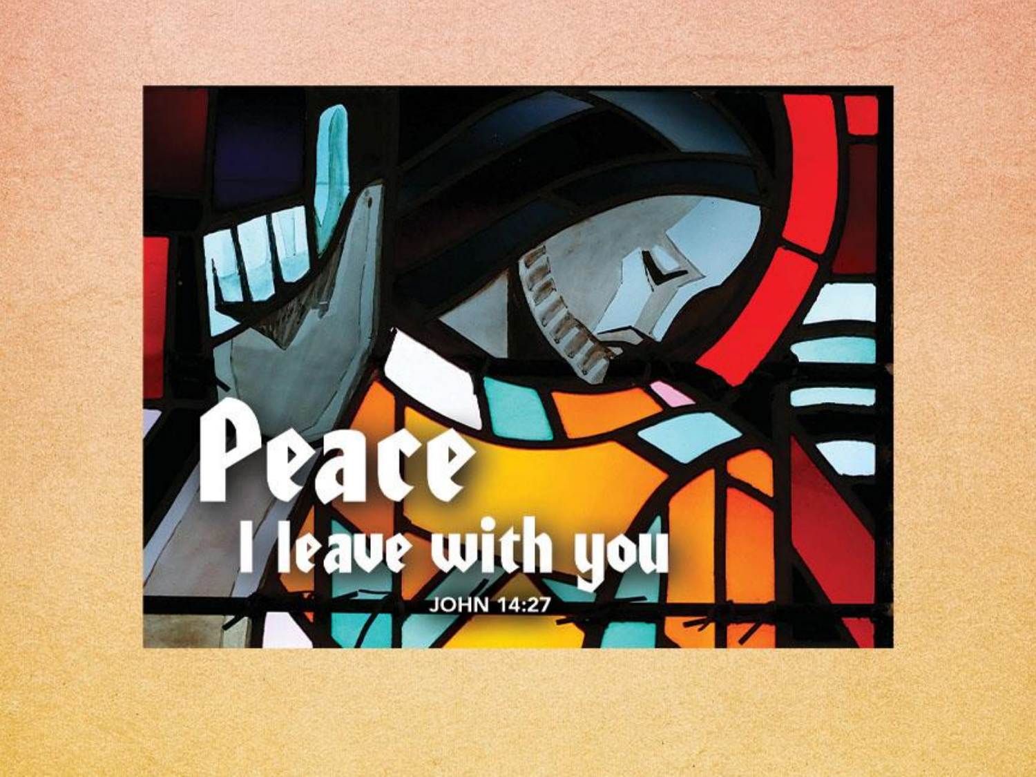Peace

I leave with you

JOHN 14:27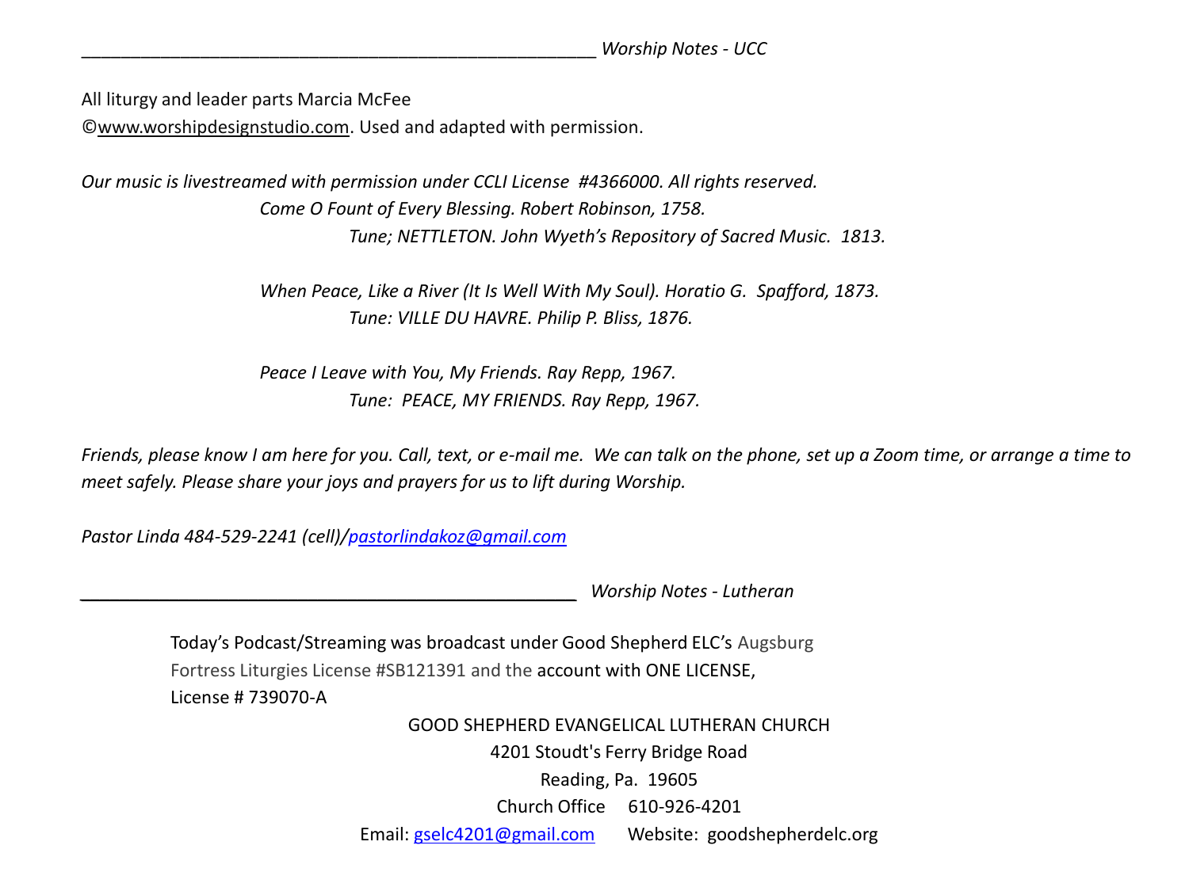_____________________________________________________ *Worship Notes - UCC*

All liturgy and leader parts Marcia McFee
©www.worshipdesignstudio.com. Used and adapted with permission.

*Our music is livestreamed with permission under CCLI License #4366000. All rights reserved.*

*Come O Fount of Every Blessing. Robert Robinson, 1758.*
*Tune; NETTLETON. John Wyeth's Repository of Sacred Music. 1813.*

*When Peace, Like a River (It Is Well With My Soul). Horatio G. Spafford, 1873.*
*Tune: VILLE DU HAVRE. Philip P. Bliss, 1876.*

*Peace I Leave with You, My Friends. Ray Repp, 1967.*
*Tune: PEACE, MY FRIENDS. Ray Repp, 1967.*

*Friends, please know I am here for you. Call, text, or e-mail me. We can talk on the phone, set up a Zoom time, or arrange a time to meet safely. Please share your joys and prayers for us to lift during Worship.*

*Pastor Linda 484-529-2241 (cell)/pastorlindakoz@gmail.com*

_____________________________________________________ *Worship Notes - Lutheran*

Today's Podcast/Streaming was broadcast under Good Shepherd ELC's Augsburg Fortress Liturgies License #SB121391 and the account with ONE LICENSE, License # 739070-A

GOOD SHEPHERD EVANGELICAL LUTHERAN CHURCH
4201 Stoudt's Ferry Bridge Road
Reading, Pa. 19605
Church Office 610-926-4201
Email: gselc4201@gmail.com Website: goodshepherdelc.org